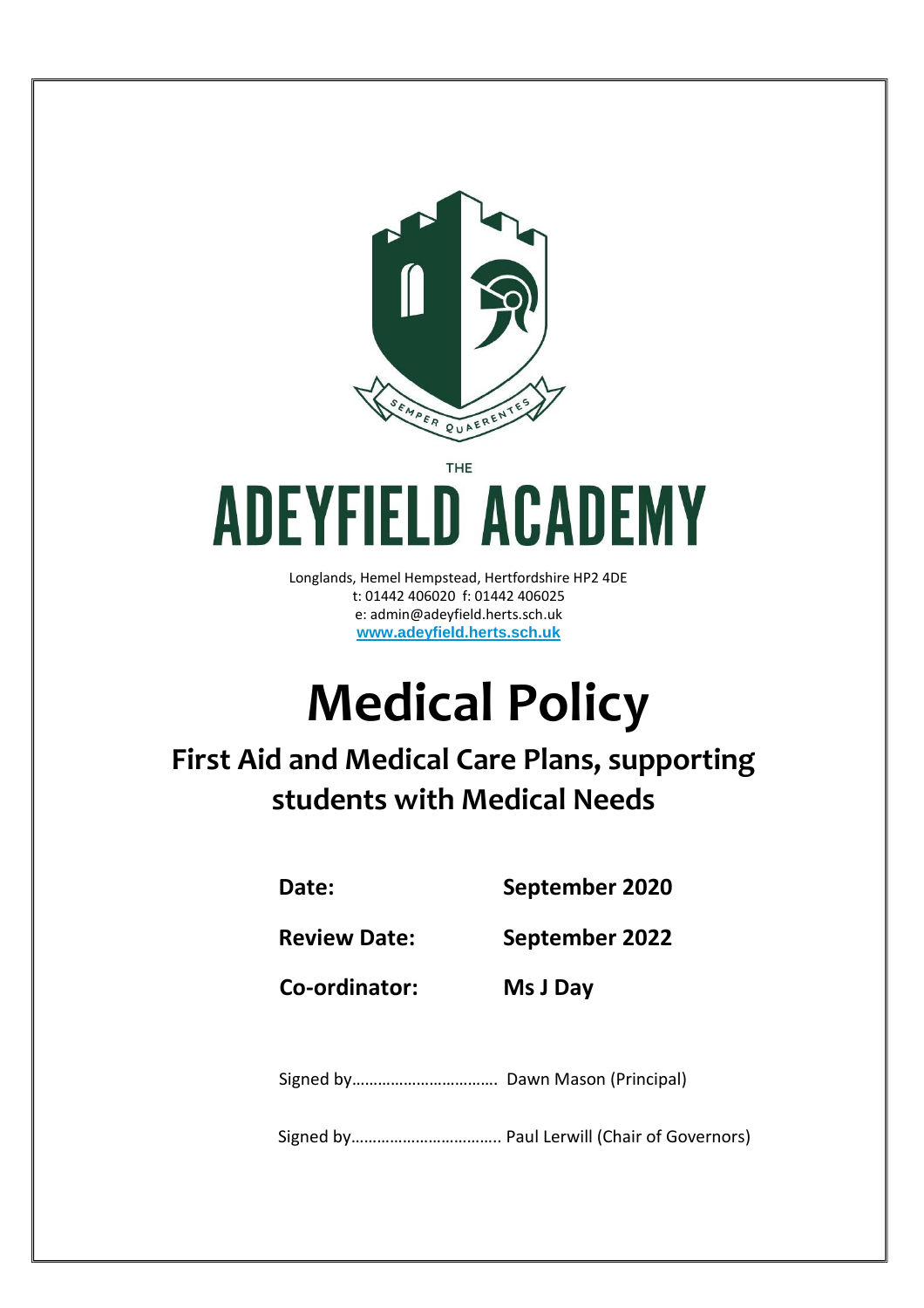SEMPER QUAERENTES

THE

# ADEYFIELD ACADEMY

Longlands, Hemel Hempstead, Hertfordshire HP2 4DE
t: 01442 406020 f: 01442 406025
e: admin@adeyfield.herts.sch.uk
www.adeyfield.herts.sch.uk

# Medical Policy

## First Aid and Medical Care Plans, supporting students with Medical Needs

| | |
|---|---|
| **Date:** | **September 2020** |
| **Review Date:** | **September 2022** |
| **Co-ordinator:** | **Ms J Day** |

Signed by……………………………. Dawn Mason (Principal)

Signed by…………………………….. Paul Lerwill (Chair of Governors)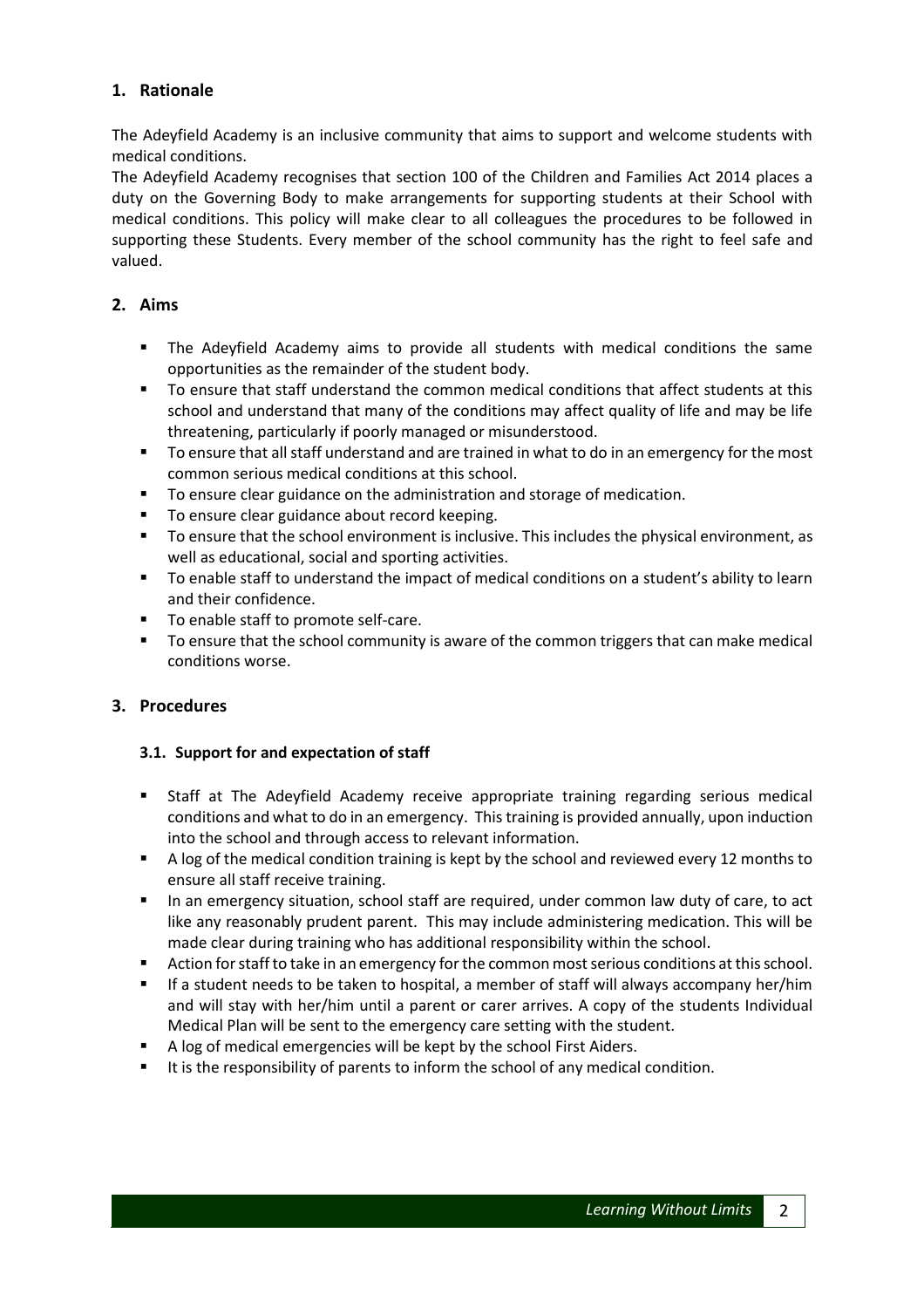## 1. Rationale

The Adeyfield Academy is an inclusive community that aims to support and welcome students with medical conditions.

The Adeyfield Academy recognises that section 100 of the Children and Families Act 2014 places a duty on the Governing Body to make arrangements for supporting students at their School with medical conditions. This policy will make clear to all colleagues the procedures to be followed in supporting these Students. Every member of the school community has the right to feel safe and valued.

## 2. Aims

- The Adeyfield Academy aims to provide all students with medical conditions the same opportunities as the remainder of the student body.
- To ensure that staff understand the common medical conditions that affect students at this school and understand that many of the conditions may affect quality of life and may be life threatening, particularly if poorly managed or misunderstood.
- To ensure that all staff understand and are trained in what to do in an emergency for the most common serious medical conditions at this school.
- To ensure clear guidance on the administration and storage of medication.
- To ensure clear guidance about record keeping.
- To ensure that the school environment is inclusive. This includes the physical environment, as well as educational, social and sporting activities.
- To enable staff to understand the impact of medical conditions on a student's ability to learn and their confidence.
- To enable staff to promote self-care.
- To ensure that the school community is aware of the common triggers that can make medical conditions worse.

## 3. Procedures

### 3.1. Support for and expectation of staff

- Staff at The Adeyfield Academy receive appropriate training regarding serious medical conditions and what to do in an emergency. This training is provided annually, upon induction into the school and through access to relevant information.
- A log of the medical condition training is kept by the school and reviewed every 12 months to ensure all staff receive training.
- In an emergency situation, school staff are required, under common law duty of care, to act like any reasonably prudent parent. This may include administering medication. This will be made clear during training who has additional responsibility within the school.
- Action for staff to take in an emergency for the common most serious conditions at this school.
- If a student needs to be taken to hospital, a member of staff will always accompany her/him and will stay with her/him until a parent or carer arrives. A copy of the students Individual Medical Plan will be sent to the emergency care setting with the student.
- A log of medical emergencies will be kept by the school First Aiders.
- It is the responsibility of parents to inform the school of any medical condition.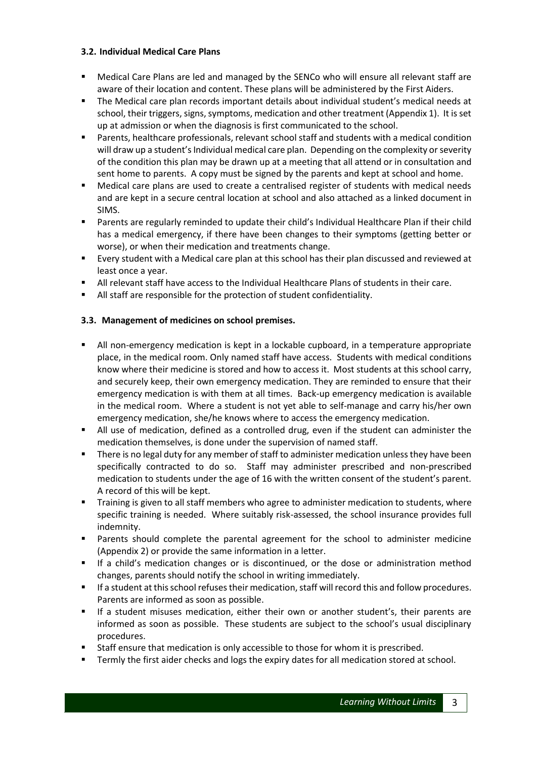### 3.2. Individual Medical Care Plans

- Medical Care Plans are led and managed by the SENCo who will ensure all relevant staff are aware of their location and content. These plans will be administered by the First Aiders.
- The Medical care plan records important details about individual student's medical needs at school, their triggers, signs, symptoms, medication and other treatment (Appendix 1). It is set up at admission or when the diagnosis is first communicated to the school.
- Parents, healthcare professionals, relevant school staff and students with a medical condition will draw up a student's Individual medical care plan. Depending on the complexity or severity of the condition this plan may be drawn up at a meeting that all attend or in consultation and sent home to parents. A copy must be signed by the parents and kept at school and home.
- Medical care plans are used to create a centralised register of students with medical needs and are kept in a secure central location at school and also attached as a linked document in SIMS.
- Parents are regularly reminded to update their child's Individual Healthcare Plan if their child has a medical emergency, if there have been changes to their symptoms (getting better or worse), or when their medication and treatments change.
- Every student with a Medical care plan at this school has their plan discussed and reviewed at least once a year.
- All relevant staff have access to the Individual Healthcare Plans of students in their care.
- All staff are responsible for the protection of student confidentiality.

### 3.3. Management of medicines on school premises.

- All non-emergency medication is kept in a lockable cupboard, in a temperature appropriate place, in the medical room. Only named staff have access. Students with medical conditions know where their medicine is stored and how to access it. Most students at this school carry, and securely keep, their own emergency medication. They are reminded to ensure that their emergency medication is with them at all times. Back-up emergency medication is available in the medical room. Where a student is not yet able to self-manage and carry his/her own emergency medication, she/he knows where to access the emergency medication.
- All use of medication, defined as a controlled drug, even if the student can administer the medication themselves, is done under the supervision of named staff.
- There is no legal duty for any member of staff to administer medication unless they have been specifically contracted to do so. Staff may administer prescribed and non-prescribed medication to students under the age of 16 with the written consent of the student's parent. A record of this will be kept.
- Training is given to all staff members who agree to administer medication to students, where specific training is needed. Where suitably risk-assessed, the school insurance provides full indemnity.
- Parents should complete the parental agreement for the school to administer medicine (Appendix 2) or provide the same information in a letter.
- If a child's medication changes or is discontinued, or the dose or administration method changes, parents should notify the school in writing immediately.
- If a student at this school refuses their medication, staff will record this and follow procedures. Parents are informed as soon as possible.
- If a student misuses medication, either their own or another student's, their parents are informed as soon as possible. These students are subject to the school's usual disciplinary procedures.
- Staff ensure that medication is only accessible to those for whom it is prescribed.
- Termly the first aider checks and logs the expiry dates for all medication stored at school.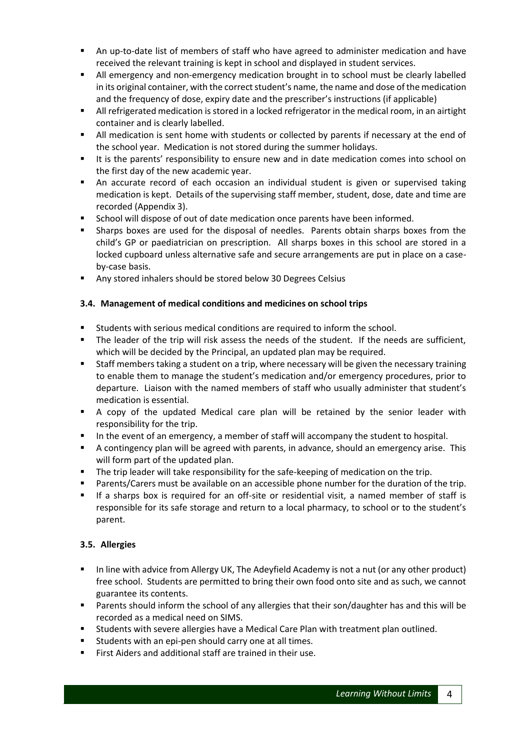- An up-to-date list of members of staff who have agreed to administer medication and have received the relevant training is kept in school and displayed in student services.
- All emergency and non-emergency medication brought in to school must be clearly labelled in its original container, with the correct student's name, the name and dose of the medication and the frequency of dose, expiry date and the prescriber's instructions (if applicable)
- All refrigerated medication is stored in a locked refrigerator in the medical room, in an airtight container and is clearly labelled.
- All medication is sent home with students or collected by parents if necessary at the end of the school year. Medication is not stored during the summer holidays.
- It is the parents' responsibility to ensure new and in date medication comes into school on the first day of the new academic year.
- An accurate record of each occasion an individual student is given or supervised taking medication is kept. Details of the supervising staff member, student, dose, date and time are recorded (Appendix 3).
- School will dispose of out of date medication once parents have been informed.
- Sharps boxes are used for the disposal of needles. Parents obtain sharps boxes from the child's GP or paediatrician on prescription. All sharps boxes in this school are stored in a locked cupboard unless alternative safe and secure arrangements are put in place on a case-by-case basis.
- Any stored inhalers should be stored below 30 Degrees Celsius

### 3.4. Management of medical conditions and medicines on school trips

- Students with serious medical conditions are required to inform the school.
- The leader of the trip will risk assess the needs of the student. If the needs are sufficient, which will be decided by the Principal, an updated plan may be required.
- Staff members taking a student on a trip, where necessary will be given the necessary training to enable them to manage the student's medication and/or emergency procedures, prior to departure. Liaison with the named members of staff who usually administer that student's medication is essential.
- A copy of the updated Medical care plan will be retained by the senior leader with responsibility for the trip.
- In the event of an emergency, a member of staff will accompany the student to hospital.
- A contingency plan will be agreed with parents, in advance, should an emergency arise. This will form part of the updated plan.
- The trip leader will take responsibility for the safe-keeping of medication on the trip.
- Parents/Carers must be available on an accessible phone number for the duration of the trip.
- If a sharps box is required for an off-site or residential visit, a named member of staff is responsible for its safe storage and return to a local pharmacy, to school or to the student's parent.

### 3.5. Allergies

- In line with advice from Allergy UK, The Adeyfield Academy is not a nut (or any other product) free school. Students are permitted to bring their own food onto site and as such, we cannot guarantee its contents.
- Parents should inform the school of any allergies that their son/daughter has and this will be recorded as a medical need on SIMS.
- Students with severe allergies have a Medical Care Plan with treatment plan outlined.
- Students with an epi-pen should carry one at all times.
- First Aiders and additional staff are trained in their use.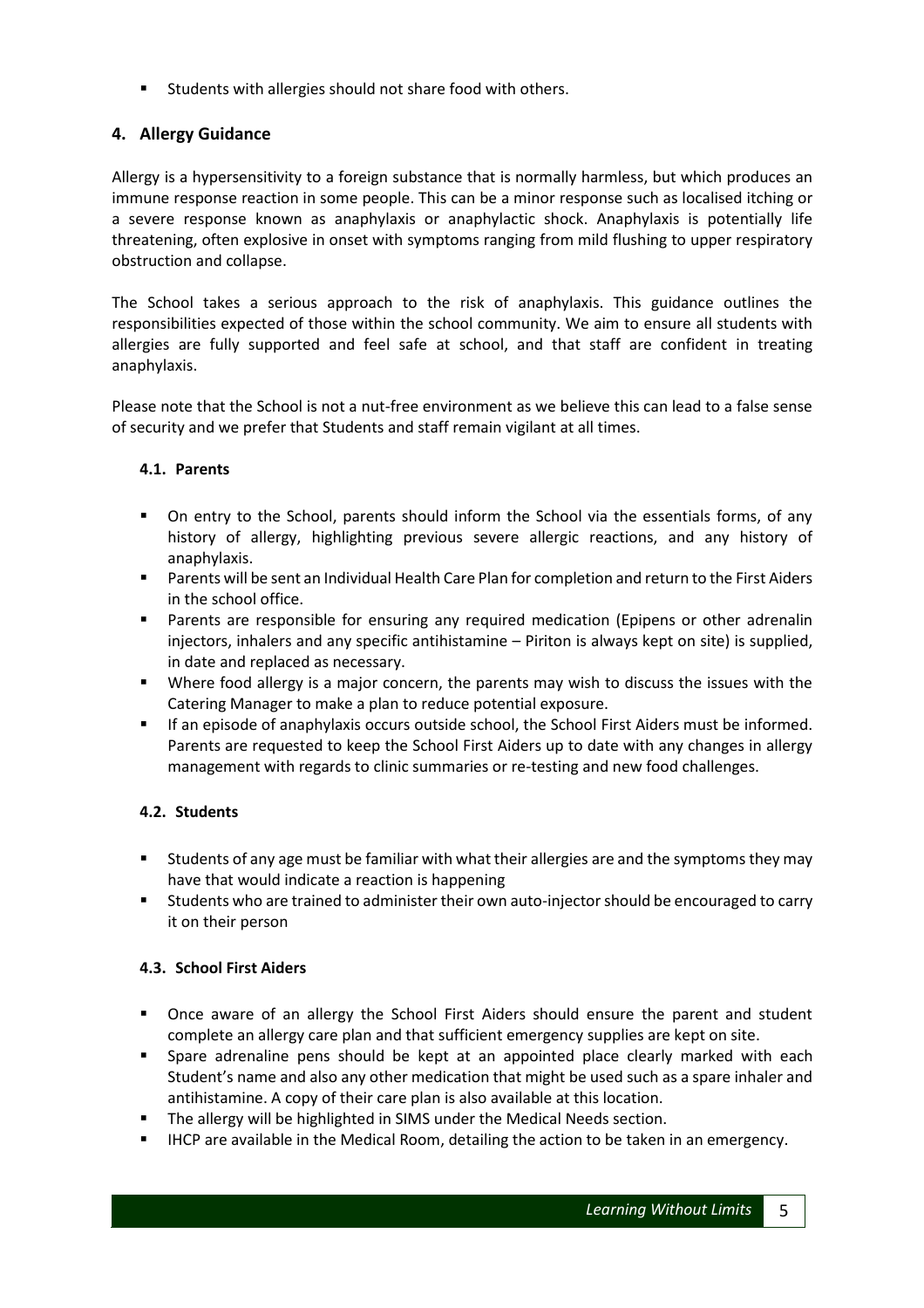- Students with allergies should not share food with others.

## 4. Allergy Guidance

Allergy is a hypersensitivity to a foreign substance that is normally harmless, but which produces an immune response reaction in some people. This can be a minor response such as localised itching or a severe response known as anaphylaxis or anaphylactic shock. Anaphylaxis is potentially life threatening, often explosive in onset with symptoms ranging from mild flushing to upper respiratory obstruction and collapse.

The School takes a serious approach to the risk of anaphylaxis. This guidance outlines the responsibilities expected of those within the school community. We aim to ensure all students with allergies are fully supported and feel safe at school, and that staff are confident in treating anaphylaxis.

Please note that the School is not a nut-free environment as we believe this can lead to a false sense of security and we prefer that Students and staff remain vigilant at all times.

### 4.1. Parents

- On entry to the School, parents should inform the School via the essentials forms, of any history of allergy, highlighting previous severe allergic reactions, and any history of anaphylaxis.
- Parents will be sent an Individual Health Care Plan for completion and return to the First Aiders in the school office.
- Parents are responsible for ensuring any required medication (Epipens or other adrenalin injectors, inhalers and any specific antihistamine – Piriton is always kept on site) is supplied, in date and replaced as necessary.
- Where food allergy is a major concern, the parents may wish to discuss the issues with the Catering Manager to make a plan to reduce potential exposure.
- If an episode of anaphylaxis occurs outside school, the School First Aiders must be informed. Parents are requested to keep the School First Aiders up to date with any changes in allergy management with regards to clinic summaries or re-testing and new food challenges.

### 4.2. Students

- Students of any age must be familiar with what their allergies are and the symptoms they may have that would indicate a reaction is happening
- Students who are trained to administer their own auto-injector should be encouraged to carry it on their person

### 4.3. School First Aiders

- Once aware of an allergy the School First Aiders should ensure the parent and student complete an allergy care plan and that sufficient emergency supplies are kept on site.
- Spare adrenaline pens should be kept at an appointed place clearly marked with each Student's name and also any other medication that might be used such as a spare inhaler and antihistamine. A copy of their care plan is also available at this location.
- The allergy will be highlighted in SIMS under the Medical Needs section.
- IHCP are available in the Medical Room, detailing the action to be taken in an emergency.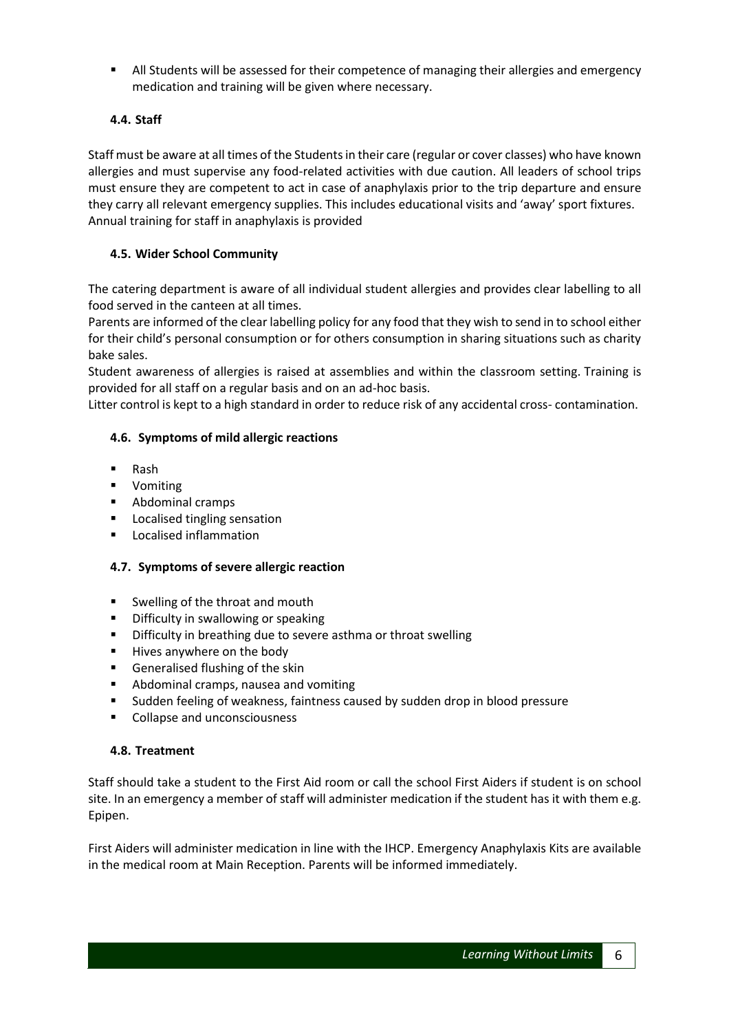- All Students will be assessed for their competence of managing their allergies and emergency medication and training will be given where necessary.

### 4.4. Staff

Staff must be aware at all times of the Students in their care (regular or cover classes) who have known allergies and must supervise any food-related activities with due caution. All leaders of school trips must ensure they are competent to act in case of anaphylaxis prior to the trip departure and ensure they carry all relevant emergency supplies. This includes educational visits and 'away' sport fixtures. Annual training for staff in anaphylaxis is provided

### 4.5. Wider School Community

The catering department is aware of all individual student allergies and provides clear labelling to all food served in the canteen at all times.

Parents are informed of the clear labelling policy for any food that they wish to send in to school either for their child's personal consumption or for others consumption in sharing situations such as charity bake sales.

Student awareness of allergies is raised at assemblies and within the classroom setting. Training is provided for all staff on a regular basis and on an ad-hoc basis.

Litter control is kept to a high standard in order to reduce risk of any accidental cross- contamination.

### 4.6. Symptoms of mild allergic reactions

- Rash
- Vomiting
- Abdominal cramps
- Localised tingling sensation
- Localised inflammation

### 4.7. Symptoms of severe allergic reaction

- Swelling of the throat and mouth
- Difficulty in swallowing or speaking
- Difficulty in breathing due to severe asthma or throat swelling
- Hives anywhere on the body
- Generalised flushing of the skin
- Abdominal cramps, nausea and vomiting
- Sudden feeling of weakness, faintness caused by sudden drop in blood pressure
- Collapse and unconsciousness

### 4.8. Treatment

Staff should take a student to the First Aid room or call the school First Aiders if student is on school site. In an emergency a member of staff will administer medication if the student has it with them e.g. Epipen.

First Aiders will administer medication in line with the IHCP. Emergency Anaphylaxis Kits are available in the medical room at Main Reception. Parents will be informed immediately.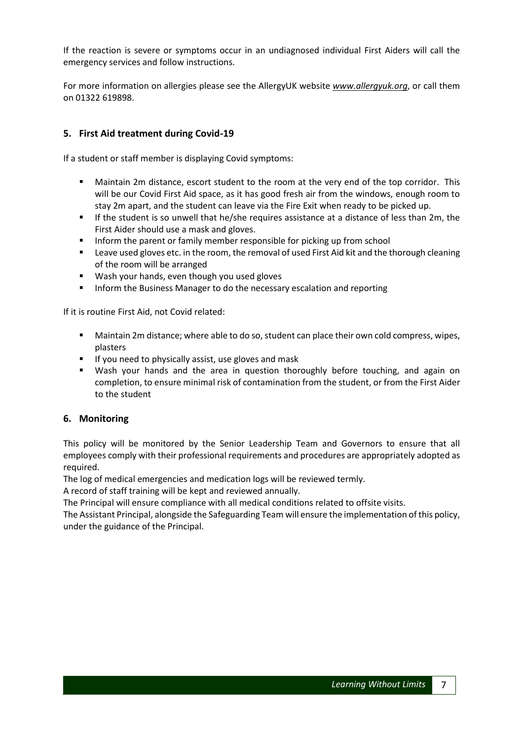If the reaction is severe or symptoms occur in an undiagnosed individual First Aiders will call the emergency services and follow instructions.

For more information on allergies please see the AllergyUK website *www.allergyuk.org*, or call them on 01322 619898.

## 5. First Aid treatment during Covid-19

If a student or staff member is displaying Covid symptoms:

- Maintain 2m distance, escort student to the room at the very end of the top corridor. This will be our Covid First Aid space, as it has good fresh air from the windows, enough room to stay 2m apart, and the student can leave via the Fire Exit when ready to be picked up.
- If the student is so unwell that he/she requires assistance at a distance of less than 2m, the First Aider should use a mask and gloves.
- Inform the parent or family member responsible for picking up from school
- Leave used gloves etc. in the room, the removal of used First Aid kit and the thorough cleaning of the room will be arranged
- Wash your hands, even though you used gloves
- Inform the Business Manager to do the necessary escalation and reporting

If it is routine First Aid, not Covid related:

- Maintain 2m distance; where able to do so, student can place their own cold compress, wipes, plasters
- If you need to physically assist, use gloves and mask
- Wash your hands and the area in question thoroughly before touching, and again on completion, to ensure minimal risk of contamination from the student, or from the First Aider to the student

## 6. Monitoring

This policy will be monitored by the Senior Leadership Team and Governors to ensure that all employees comply with their professional requirements and procedures are appropriately adopted as required.

The log of medical emergencies and medication logs will be reviewed termly.

A record of staff training will be kept and reviewed annually.

The Principal will ensure compliance with all medical conditions related to offsite visits.

The Assistant Principal, alongside the Safeguarding Team will ensure the implementation of this policy, under the guidance of the Principal.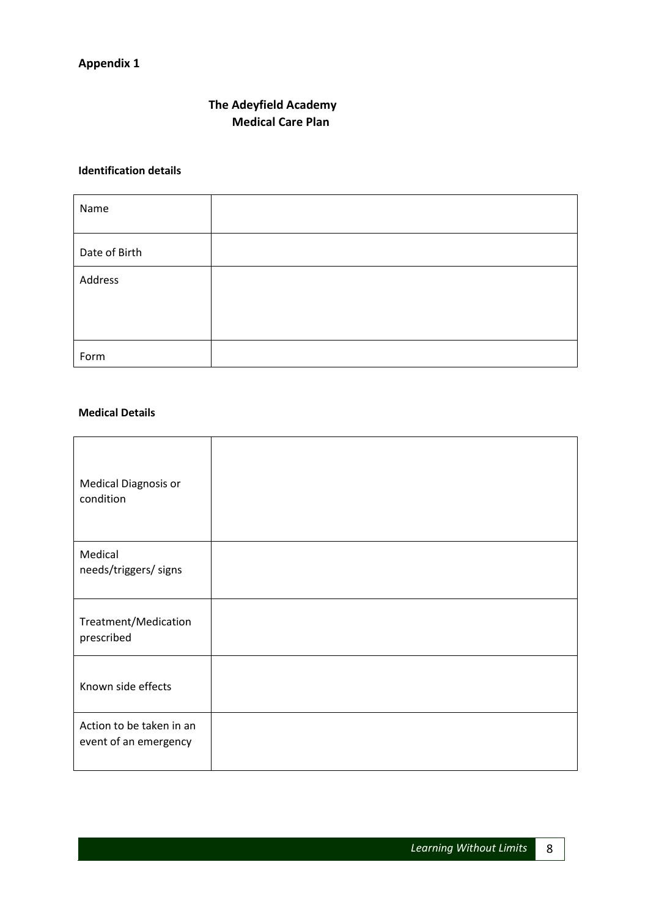**Appendix 1**

# The Adeyfield Academy
## Medical Care Plan

**Identification details**

| | |
|---|---|
| Name | |
| Date of Birth | |
| Address | |
| Form | |

**Medical Details**

| | |
|---|---|
| Medical Diagnosis or condition | |
| Medical needs/triggers/ signs | |
| Treatment/Medication prescribed | |
| Known side effects | |
| Action to be taken in an event of an emergency | |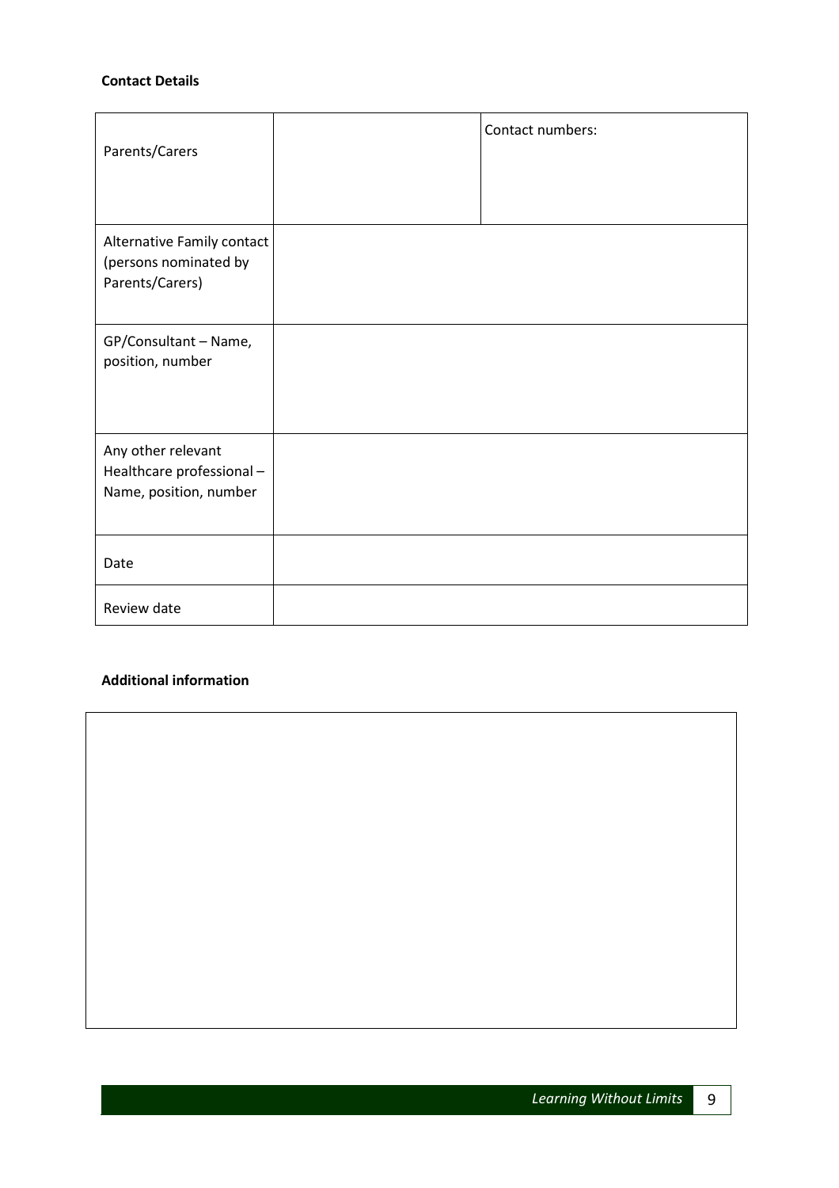**Contact Details**

| | | |
|---|---|---|
| Parents/Carers | | Contact numbers: |
| Alternative Family contact (persons nominated by Parents/Carers) | | |
| GP/Consultant – Name, position, number | | |
| Any other relevant Healthcare professional – Name, position, number | | |
| Date | | |
| Review date | | |

**Additional information**

| |
|---|
| |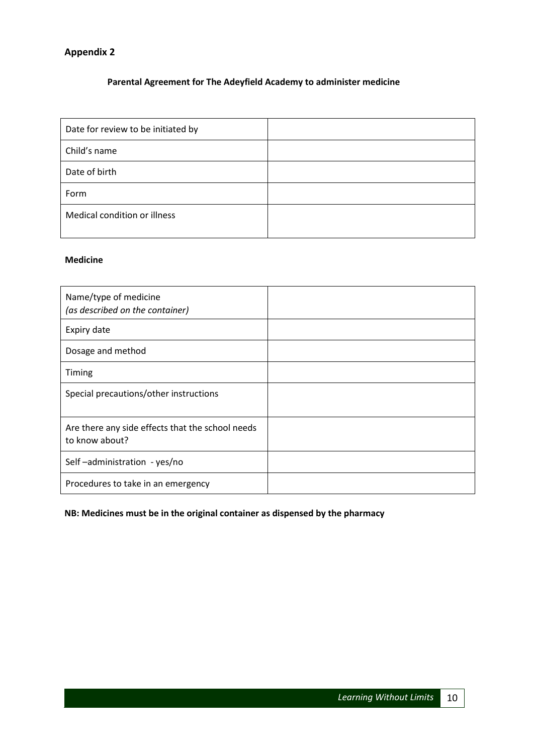## Appendix 2

### Parental Agreement for The Adeyfield Academy to administer medicine

| | |
|---|---|
| Date for review to be initiated by | |
| Child's name | |
| Date of birth | |
| Form | |
| Medical condition or illness | |

**Medicine**

| | |
|---|---|
| Name/type of medicine<br>*(as described on the container)* | |
| Expiry date | |
| Dosage and method | |
| Timing | |
| Special precautions/other instructions | |
| Are there any side effects that the school needs to know about? | |
| Self –administration - yes/no | |
| Procedures to take in an emergency | |

**NB: Medicines must be in the original container as dispensed by the pharmacy**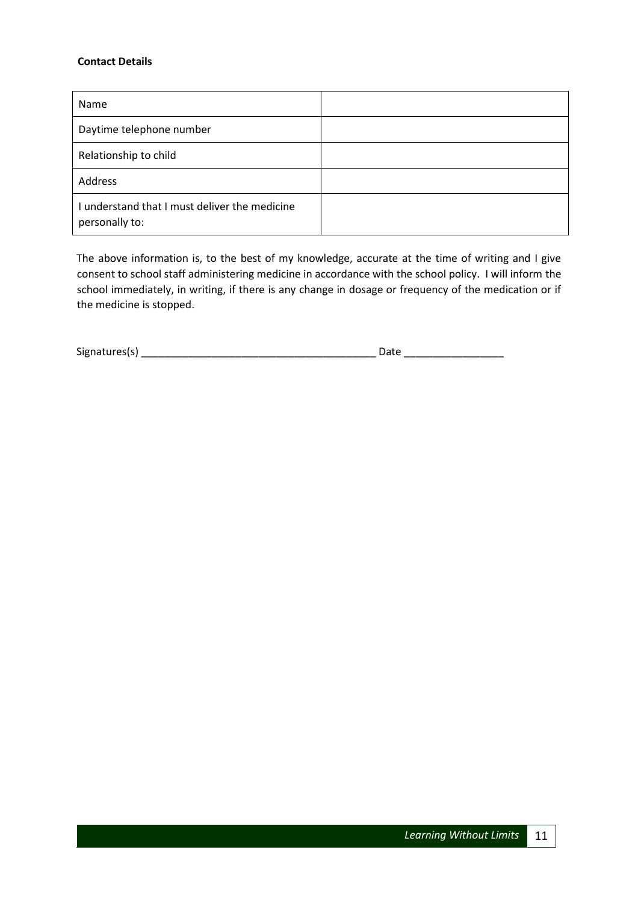**Contact Details**

| Name | |
|---|---|
| Daytime telephone number | |
| Relationship to child | |
| Address | |
| I understand that I must deliver the medicine personally to: | |

The above information is, to the best of my knowledge, accurate at the time of writing and I give consent to school staff administering medicine in accordance with the school policy. I will inform the school immediately, in writing, if there is any change in dosage or frequency of the medication or if the medicine is stopped.

Signatures(s) ________________________________________ Date _________________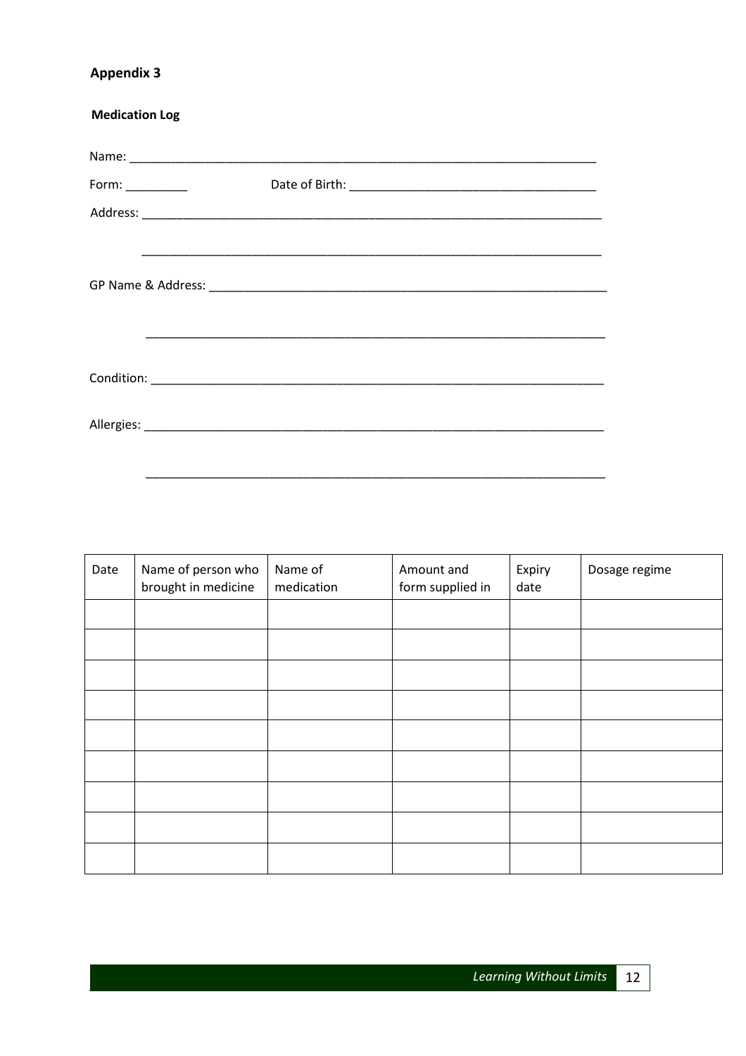## Appendix 3

**Medication Log**

Name: ______________________________________________________________________

Form: _________ Date of Birth: ___________________________________

Address: ____________________________________________________________________

____________________________________________________________________

GP Name & Address: ___________________________________________________________

____________________________________________________________________

Condition: ___________________________________________________________________

Allergies: ___________________________________________________________________

____________________________________________________________________

| Date | Name of person who brought in medicine | Name of medication | Amount and form supplied in | Expiry date | Dosage regime |
|---|---|---|---|---|---|
| | | | | | |
| | | | | | |
| | | | | | |
| | | | | | |
| | | | | | |
| | | | | | |
| | | | | | |
| | | | | | |
| | | | | | |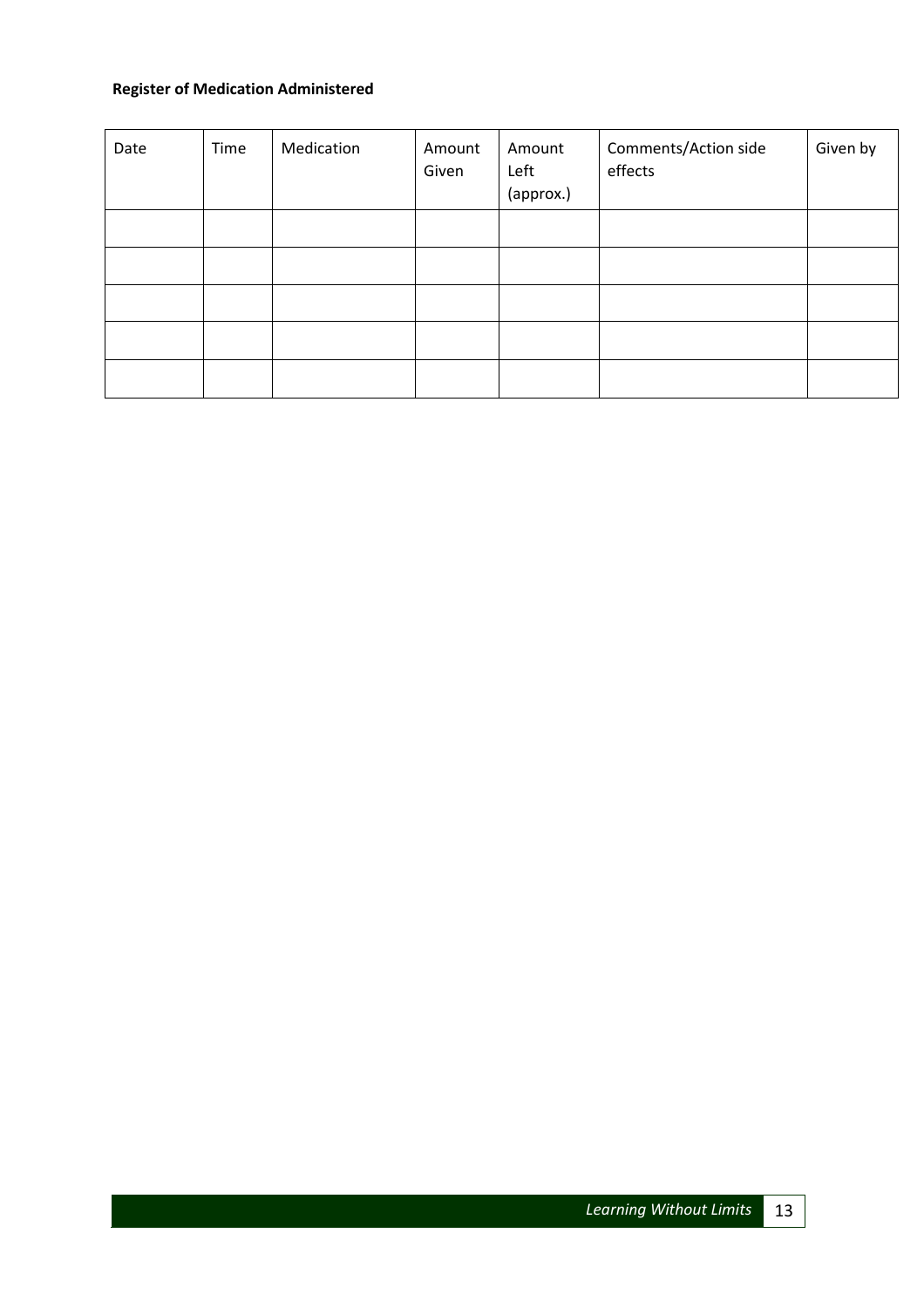**Register of Medication Administered**

| Date | Time | Medication | Amount Given | Amount Left (approx.) | Comments/Action side effects | Given by |
|---|---|---|---|---|---|---|
| | | | | | | |
| | | | | | | |
| | | | | | | |
| | | | | | | |
| | | | | | | |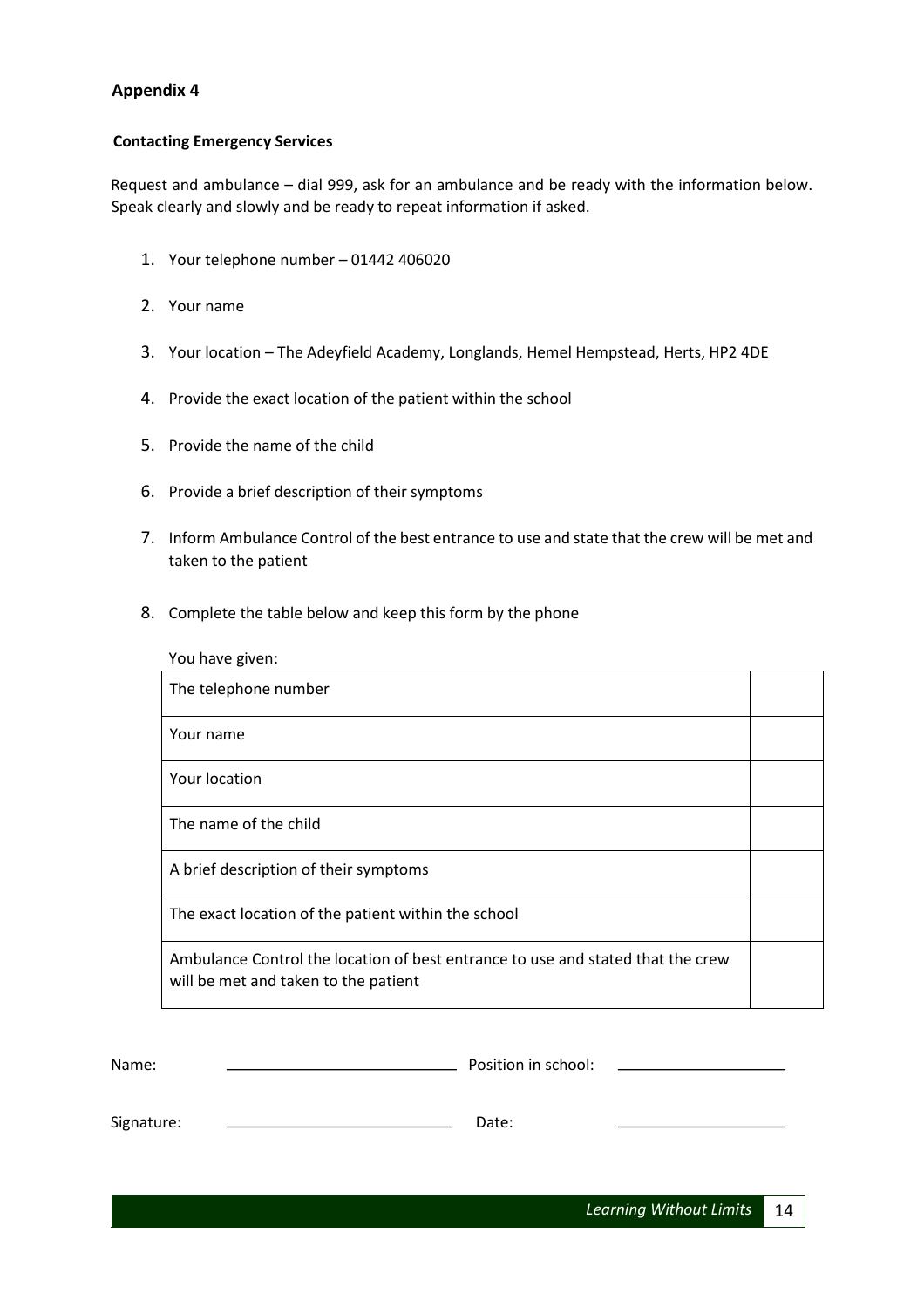## Appendix 4

### Contacting Emergency Services

Request and ambulance – dial 999, ask for an ambulance and be ready with the information below. Speak clearly and slowly and be ready to repeat information if asked.

1. Your telephone number – 01442 406020
2. Your name
3. Your location – The Adeyfield Academy, Longlands, Hemel Hempstead, Herts, HP2 4DE
4. Provide the exact location of the patient within the school
5. Provide the name of the child
6. Provide a brief description of their symptoms
7. Inform Ambulance Control of the best entrance to use and state that the crew will be met and taken to the patient
8. Complete the table below and keep this form by the phone

You have given:

| | |
|---|---|
| The telephone number | |
| Your name | |
| Your location | |
| The name of the child | |
| A brief description of their symptoms | |
| The exact location of the patient within the school | |
| Ambulance Control the location of best entrance to use and stated that the crew will be met and taken to the patient | |

Name: ____________________ Position in school: ____________________

Signature: ____________________ Date: ____________________

*Learning Without Limits*